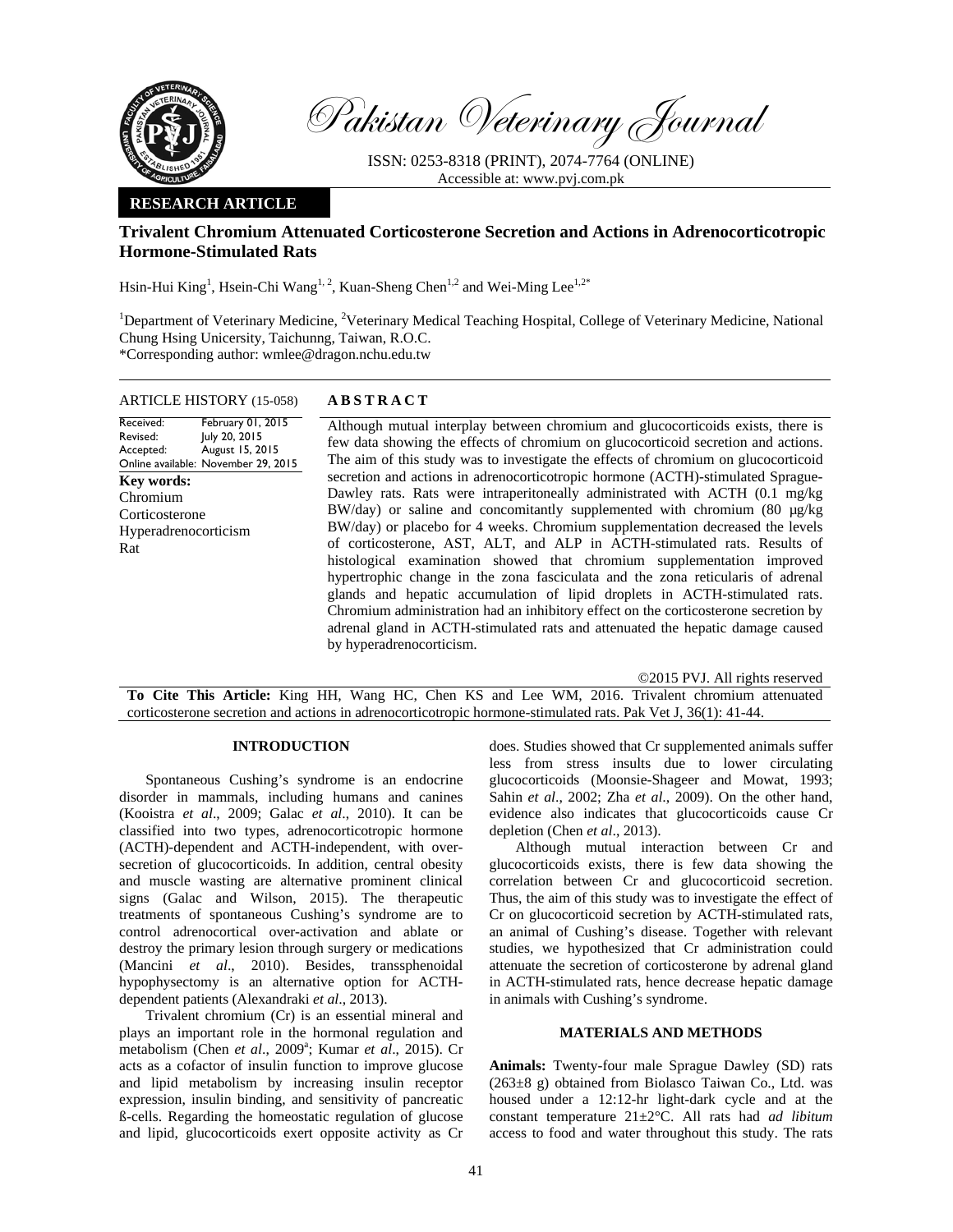# Trivalent Chromium Attenuated Corticosterone Secretion and Actions in Adrenocorticotropic Hormone-Stimulated Rats

Hsin-Hui King[1], Hsein-Chi Wang[1, 2], Kuan-Sheng Chen[1,2] and Wei-Ming Lee[1,2*]

[1]Department of Veterinary Medicine, [2]Veterinary Medical Teaching Hospital, College of Veterinary Medicine, National Chung Hsing Unicersity, Taichunng, Taiwan, R.O.C.
*Corresponding author: wmlee@dragon.nchu.edu.tw

**RESEARCH ARTICLE**

**ARTICLE HISTORY** (15-058)

Received: February 01, 2015
Revised: July 20, 2015
Accepted: August 15, 2015
Online available: November 29, 2015

**Key words:**
Chromium
Corticosterone
Hyperadrenocorticism
Rat

## ABSTRACT

Although mutual interplay between chromium and glucocorticoids exists, there is few data showing the effects of chromium on glucocorticoid secretion and actions. The aim of this study was to investigate the effects of chromium on glucocorticoid secretion and actions in adrenocorticotropic hormone (ACTH)-stimulated Sprague-Dawley rats. Rats were intraperitoneally administrated with ACTH (0.1 mg/kg BW/day) or saline and concomitantly supplemented with chromium (80 μg/kg BW/day) or placebo for 4 weeks. Chromium supplementation decreased the levels of corticosterone, AST, ALT, and ALP in ACTH-stimulated rats. Results of histological examination showed that chromium supplementation improved hypertrophic change in the zona fasciculata and the zona reticularis of adrenal glands and hepatic accumulation of lipid droplets in ACTH-stimulated rats. Chromium administration had an inhibitory effect on the corticosterone secretion by adrenal gland in ACTH-stimulated rats and attenuated the hepatic damage caused by hyperadrenocorticism.

©2015 PVJ. All rights reserved

**To Cite This Article:** King HH, Wang HC, Chen KS and Lee WM, 2016. Trivalent chromium attenuated corticosterone secretion and actions in adrenocorticotropic hormone-stimulated rats. Pak Vet J, 36(1): 41-44.

## INTRODUCTION

Spontaneous Cushing's syndrome is an endocrine disorder in mammals, including humans and canines (Kooistra *et al*., 2009; Galac *et al*., 2010). It can be classified into two types, adrenocorticotropic hormone (ACTH)-dependent and ACTH-independent, with over-secretion of glucocorticoids. In addition, central obesity and muscle wasting are alternative prominent clinical signs (Galac and Wilson, 2015). The therapeutic treatments of spontaneous Cushing's syndrome are to control adrenocortical over-activation and ablate or destroy the primary lesion through surgery or medications (Mancini *et al*., 2010). Besides, transsphenoidal hypophysectomy is an alternative option for ACTH-dependent patients (Alexandraki *et al*., 2013).

Trivalent chromium (Cr) is an essential mineral and plays an important role in the hormonal regulation and metabolism (Chen *et al*., 2009[a]; Kumar *et al*., 2015). Cr acts as a cofactor of insulin function to improve glucose and lipid metabolism by increasing insulin receptor expression, insulin binding, and sensitivity of pancreatic ß-cells. Regarding the homeostatic regulation of glucose and lipid, glucocorticoids exert opposite activity as Cr does. Studies showed that Cr supplemented animals suffer less from stress insults due to lower circulating glucocorticoids (Moonsie-Shageer and Mowat, 1993; Sahin *et al*., 2002; Zha *et al*., 2009). On the other hand, evidence also indicates that glucocorticoids cause Cr depletion (Chen *et al*., 2013).

Although mutual interaction between Cr and glucocorticoids exists, there is few data showing the correlation between Cr and glucocorticoid secretion. Thus, the aim of this study was to investigate the effect of Cr on glucocorticoid secretion by ACTH-stimulated rats, an animal of Cushing's disease. Together with relevant studies, we hypothesized that Cr administration could attenuate the secretion of corticosterone by adrenal gland in ACTH-stimulated rats, hence decrease hepatic damage in animals with Cushing's syndrome.

## MATERIALS AND METHODS

**Animals:** Twenty-four male Sprague Dawley (SD) rats (263±8 g) obtained from Biolasco Taiwan Co., Ltd. was housed under a 12:12-hr light-dark cycle and at the constant temperature 21±2°C. All rats had *ad libitum* access to food and water throughout this study. The rats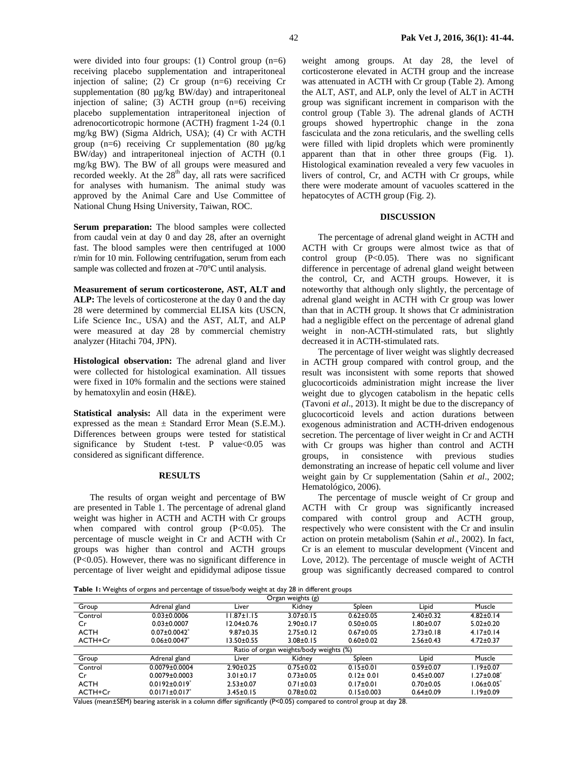were divided into four groups: (1) Control group (n=6) receiving placebo supplementation and intraperitoneal injection of saline; (2) Cr group (n=6) receiving Cr supplementation (80 µg/kg BW/day) and intraperitoneal injection of saline; (3) ACTH group (n=6) receiving placebo supplementation intraperitoneal injection of adrenocorticotropic hormone (ACTH) fragment 1-24 (0.1 mg/kg BW) (Sigma Aldrich, USA); (4) Cr with ACTH group (n=6) receiving Cr supplementation (80 µg/kg BW/day) and intraperitoneal injection of ACTH (0.1 mg/kg BW). The BW of all groups were measured and recorded weekly. At the 28th day, all rats were sacrificed for analyses with humanism. The animal study was approved by the Animal Care and Use Committee of National Chung Hsing University, Taiwan, ROC.

**Serum preparation:** The blood samples were collected from caudal vein at day 0 and day 28, after an overnight fast. The blood samples were then centrifuged at 1000 r/min for 10 min. Following centrifugation, serum from each sample was collected and frozen at -70°C until analysis.

**Measurement of serum corticosterone, AST, ALT and ALP:** The levels of corticosterone at the day 0 and the day 28 were determined by commercial ELISA kits (USCN, Life Science Inc., USA) and the AST, ALT, and ALP were measured at day 28 by commercial chemistry analyzer (Hitachi 704, JPN).

**Histological observation:** The adrenal gland and liver were collected for histological examination. All tissues were fixed in 10% formalin and the sections were stained by hematoxylin and eosin (H&E).

**Statistical analysis:** All data in the experiment were expressed as the mean ± Standard Error Mean (S.E.M.). Differences between groups were tested for statistical significance by Student t-test. P value<0.05 was considered as significant difference.

## RESULTS

The results of organ weight and percentage of BW are presented in Table 1. The percentage of adrenal gland weight was higher in ACTH and ACTH with Cr groups when compared with control group (P<0.05). The percentage of muscle weight in Cr and ACTH with Cr groups was higher than control and ACTH groups (P<0.05). However, there was no significant difference in percentage of liver weight and epididymal adipose tissue weight among groups. At day 28, the level of corticosterone elevated in ACTH group and the increase was attenuated in ACTH with Cr group (Table 2). Among the ALT, AST, and ALP, only the level of ALT in ACTH group was significant increment in comparison with the control group (Table 3). The adrenal glands of ACTH groups showed hypertrophic change in the zona fasciculata and the zona reticularis, and the swelling cells were filled with lipid droplets which were prominently apparent than that in other three groups (Fig. 1). Histological examination revealed a very few vacuoles in livers of control, Cr, and ACTH with Cr groups, while there were moderate amount of vacuoles scattered in the hepatocytes of ACTH group (Fig. 2).

## DISCUSSION

The percentage of adrenal gland weight in ACTH and ACTH with Cr groups were almost twice as that of control group (P<0.05). There was no significant difference in percentage of adrenal gland weight between the control, Cr, and ACTH groups. However, it is noteworthy that although only slightly, the percentage of adrenal gland weight in ACTH with Cr group was lower than that in ACTH group. It shows that Cr administration had a negligible effect on the percentage of adrenal gland weight in non-ACTH-stimulated rats, but slightly decreased it in ACTH-stimulated rats.

The percentage of liver weight was slightly decreased in ACTH group compared with control group, and the result was inconsistent with some reports that showed glucocorticoids administration might increase the liver weight due to glycogen catabolism in the hepatic cells (Tavoni *et al*., 2013). It might be due to the discrepancy of glucocorticoid levels and action durations between exogenous administration and ACTH-driven endogenous secretion. The percentage of liver weight in Cr and ACTH with Cr groups was higher than control and ACTH groups, in consistence with previous studies demonstrating an increase of hepatic cell volume and liver weight gain by Cr supplementation (Sahin *et al*., 2002; Hematológico, 2006).

The percentage of muscle weight of Cr group and ACTH with Cr group was significantly increased compared with control group and ACTH group, respectively who were consistent with the Cr and insulin action on protein metabolism (Sahin *et al*., 2002). In fact, Cr is an element to muscular development (Vincent and Love, 2012). The percentage of muscle weight of ACTH group was significantly decreased compared to control

**Table 1:** Weights of organs and percentage of tissue/body weight at day 28 in different groups

| | Organ weights (g) | | | | | |
|---|---|---|---|---|---|---|
| Group | Adrenal gland | Liver | Kidney | Spleen | Lipid | Muscle |
| Control | 0.03±0.0006 | 11.87±1.15 | 3.07±0.15 | 0.62±0.05 | 2.40±0.32 | 4.82±0.14 |
| Cr | 0.03±0.0007 | 12.04±0.76 | 2.90±0.17 | 0.50±0.05 | 1.80±0.07 | 5.02±0.20 |
| ACTH | 0.07±0.0042* | 9.87±0.35 | 2.75±0.12 | 0.67±0.05 | 2.73±0.18 | 4.17±0.14 |
| ACTH+Cr | 0.06±0.0047* | 13.50±0.55 | 3.08±0.15 | 0.60±0.02 | 2.56±0.43 | 4.72±0.37 |
| | Ratio of organ weights/body weights (%) | | | | | |
| Group | Adrenal gland | Liver | Kidney | Spleen | Lipid | Muscle |
| Control | 0.0079±0.0004 | 2.90±0.25 | 0.75±0.02 | 0.15±0.01 | 0.59±0.07 | 1.19±0.07 |
| Cr | 0.0079±0.0003 | 3.01±0.17 | 0.73±0.05 | 0.12± 0.01 | 0.45±0.007 | 1.27±0.08* |
| ACTH | 0.0192±0.019* | 2.53±0.07 | 0.71±0.03 | 0.17±0.01 | 0.70±0.05 | 1.06±0.05* |
| ACTH+Cr | 0.0171±0.017* | 3.45±0.15 | 0.78±0.02 | 0.15±0.003 | 0.64±0.09 | 1.19±0.09 |

Values (mean±SEM) bearing asterisk in a column differ significantly (P<0.05) compared to control group at day 28.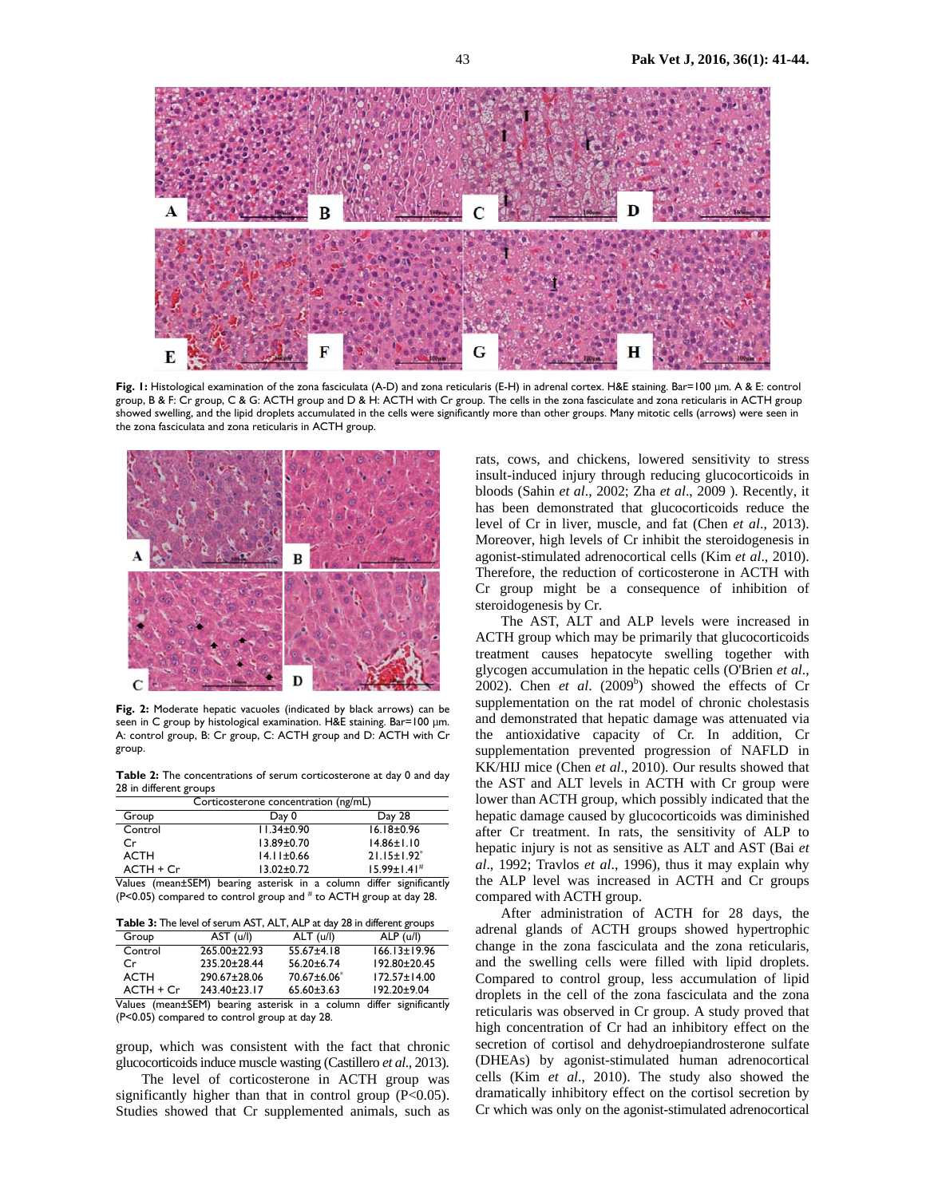Fig. 1: Histological examination of the zona fasciculata (A-D) and zona reticularis (E-H) in adrenal cortex. H&E staining. Bar=100 µm. A & E: control group, B & F: Cr group, C & G: ACTH group and D & H: ACTH with Cr group. The cells in the zona fasciculate and zona reticularis in ACTH group showed swelling, and the lipid droplets accumulated in the cells were significantly more than other groups. Many mitotic cells (arrows) were seen in the zona fasciculata and zona reticularis in ACTH group.

Fig. 2: Moderate hepatic vacuoles (indicated by black arrows) can be seen in C group by histological examination. H&E staining. Bar=100 µm. A: control group, B: Cr group, C: ACTH group and D: ACTH with Cr group.

**Table 2:** The concentrations of serum corticosterone at day 0 and day 28 in different groups

| | Corticosterone concentration (ng/mL) | |
|---|---|---|
| Group | Day 0 | Day 28 |
| Control | 11.34±0.90 | 16.18±0.96 |
| Cr | 13.89±0.70 | 14.86±1.10 |
| ACTH | 14.11±0.66 | 21.15±1.92* |
| ACTH + Cr | 13.02±0.72 | 15.99±1.41# |

Values (mean±SEM) bearing asterisk in a column differ significantly (P<0.05) compared to control group and # to ACTH group at day 28.

**Table 3:** The level of serum AST, ALT, ALP at day 28 in different groups

| Group | AST (u/l) | ALT (u/l) | ALP (u/l) |
|---|---|---|---|
| Control | 265.00±22.93 | 55.67±4.18 | 166.13±19.96 |
| Cr | 235.20±28.44 | 56.20±6.74 | 192.80±20.45 |
| ACTH | 290.67±28.06 | 70.67±6.06* | 172.57±14.00 |
| ACTH + Cr | 243.40±23.17 | 65.60±3.63 | 192.20±9.04 |

Values (mean±SEM) bearing asterisk in a column differ significantly (P<0.05) compared to control group at day 28.

group, which was consistent with the fact that chronic glucocorticoids induce muscle wasting (Castillero *et al*., 2013).

The level of corticosterone in ACTH group was significantly higher than that in control group (P<0.05). Studies showed that Cr supplemented animals, such as rats, cows, and chickens, lowered sensitivity to stress insult-induced injury through reducing glucocorticoids in bloods (Sahin *et al*., 2002; Zha *et al*., 2009 ). Recently, it has been demonstrated that glucocorticoids reduce the level of Cr in liver, muscle, and fat (Chen *et al*., 2013). Moreover, high levels of Cr inhibit the steroidogenesis in agonist-stimulated adrenocortical cells (Kim *et al*., 2010). Therefore, the reduction of corticosterone in ACTH with Cr group might be a consequence of inhibition of steroidogenesis by Cr.

The AST, ALT and ALP levels were increased in ACTH group which may be primarily that glucocorticoids treatment causes hepatocyte swelling together with glycogen accumulation in the hepatic cells (O'Brien *et al*., 2002). Chen *et al*. (2009[b]) showed the effects of Cr supplementation on the rat model of chronic cholestasis and demonstrated that hepatic damage was attenuated via the antioxidative capacity of Cr. In addition, Cr supplementation prevented progression of NAFLD in KK/HIJ mice (Chen *et al*., 2010). Our results showed that the AST and ALT levels in ACTH with Cr group were lower than ACTH group, which possibly indicated that the hepatic damage caused by glucocorticoids was diminished after Cr treatment. In rats, the sensitivity of ALP to hepatic injury is not as sensitive as ALT and AST (Bai *et al*., 1992; Travlos *et al*., 1996), thus it may explain why the ALP level was increased in ACTH and Cr groups compared with ACTH group.

After administration of ACTH for 28 days, the adrenal glands of ACTH groups showed hypertrophic change in the zona fasciculata and the zona reticularis, and the swelling cells were filled with lipid droplets. Compared to control group, less accumulation of lipid droplets in the cell of the zona fasciculata and the zona reticularis was observed in Cr group. A study proved that high concentration of Cr had an inhibitory effect on the secretion of cortisol and dehydroepiandrosterone sulfate (DHEAs) by agonist-stimulated human adrenocortical cells (Kim *et al*., 2010). The study also showed the dramatically inhibitory effect on the cortisol secretion by Cr which was only on the agonist-stimulated adrenocortical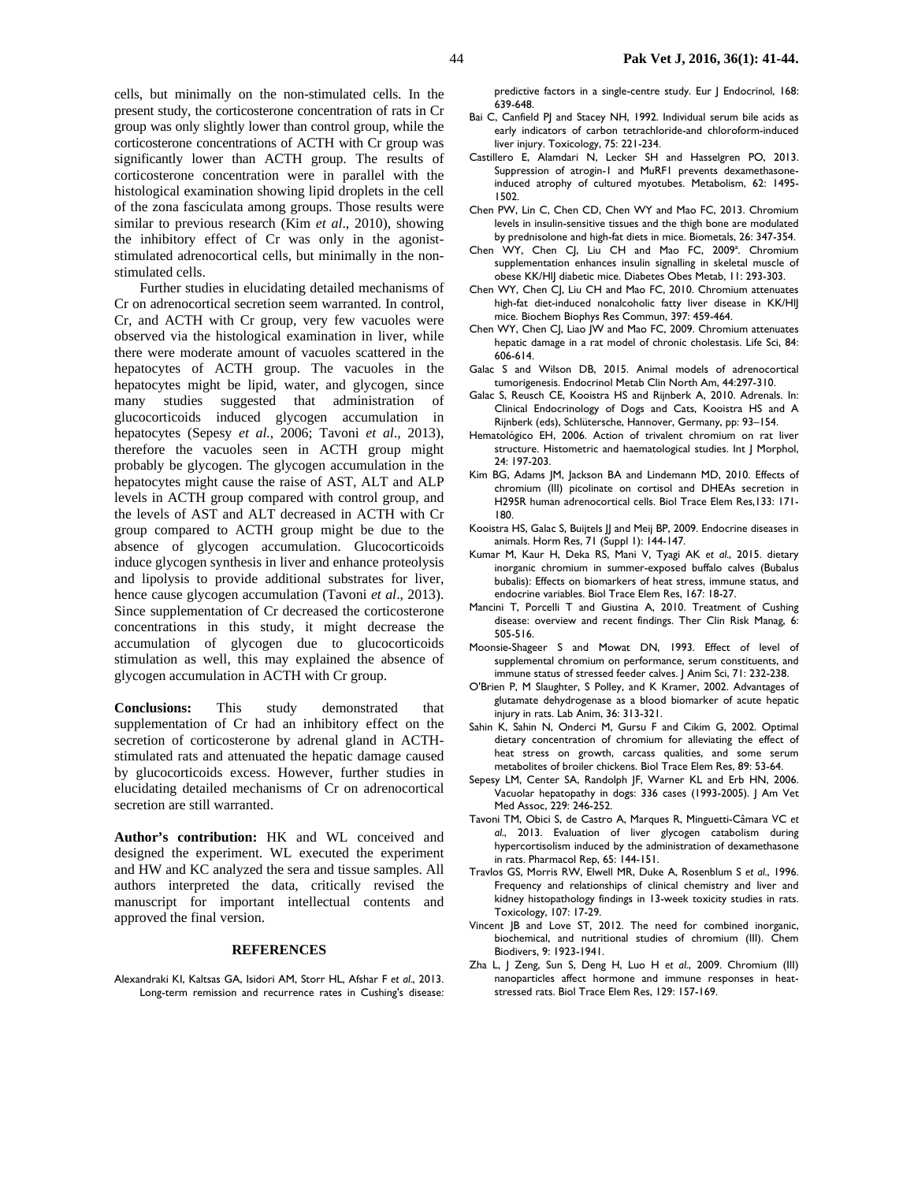cells, but minimally on the non-stimulated cells. In the present study, the corticosterone concentration of rats in Cr group was only slightly lower than control group, while the corticosterone concentrations of ACTH with Cr group was significantly lower than ACTH group. The results of corticosterone concentration were in parallel with the histological examination showing lipid droplets in the cell of the zona fasciculata among groups. Those results were similar to previous research (Kim *et al*., 2010), showing the inhibitory effect of Cr was only in the agonist-stimulated adrenocortical cells, but minimally in the non-stimulated cells.

Further studies in elucidating detailed mechanisms of Cr on adrenocortical secretion seem warranted. In control, Cr, and ACTH with Cr group, very few vacuoles were observed via the histological examination in liver, while there were moderate amount of vacuoles scattered in the hepatocytes of ACTH group. The vacuoles in the hepatocytes might be lipid, water, and glycogen, since many studies suggested that administration of glucocorticoids induced glycogen accumulation in hepatocytes (Sepesy *et al*., 2006; Tavoni *et al*., 2013), therefore the vacuoles seen in ACTH group might probably be glycogen. The glycogen accumulation in the hepatocytes might cause the raise of AST, ALT and ALP levels in ACTH group compared with control group, and the levels of AST and ALT decreased in ACTH with Cr group compared to ACTH group might be due to the absence of glycogen accumulation. Glucocorticoids induce glycogen synthesis in liver and enhance proteolysis and lipolysis to provide additional substrates for liver, hence cause glycogen accumulation (Tavoni *et al*., 2013). Since supplementation of Cr decreased the corticosterone concentrations in this study, it might decrease the accumulation of glycogen due to glucocorticoids stimulation as well, this may explained the absence of glycogen accumulation in ACTH with Cr group.

**Conclusions:** This study demonstrated that supplementation of Cr had an inhibitory effect on the secretion of corticosterone by adrenal gland in ACTH-stimulated rats and attenuated the hepatic damage caused by glucocorticoids excess. However, further studies in elucidating detailed mechanisms of Cr on adrenocortical secretion are still warranted.

**Author's contribution:** HK and WL conceived and designed the experiment. WL executed the experiment and HW and KC analyzed the sera and tissue samples. All authors interpreted the data, critically revised the manuscript for important intellectual contents and approved the final version.

## REFERENCES

Alexandraki KI, Kaltsas GA, Isidori AM, Storr HL, Afshar F *et al*., 2013. Long-term remission and recurrence rates in Cushing's disease: predictive factors in a single-centre study. Eur J Endocrinol, 168: 639-648.

Bai C, Canfield PJ and Stacey NH, 1992. Individual serum bile acids as early indicators of carbon tetrachloride-and chloroform-induced liver injury. Toxicology, 75: 221-234.

Castillero E, Alamdari N, Lecker SH and Hasselgren PO, 2013. Suppression of atrogin-1 and MuRF1 prevents dexamethasone-induced atrophy of cultured myotubes. Metabolism, 62: 1495-1502.

Chen PW, Lin C, Chen CD, Chen WY and Mao FC, 2013. Chromium levels in insulin-sensitive tissues and the thigh bone are modulated by prednisolone and high-fat diets in mice. Biometals, 26: 347-354.

Chen WY, Chen CJ, Liu CH and Mao FC, 2009[a]. Chromium supplementation enhances insulin signalling in skeletal muscle of obese KK/HlJ diabetic mice. Diabetes Obes Metab, 11: 293-303.

Chen WY, Chen CJ, Liu CH and Mao FC, 2010. Chromium attenuates high-fat diet-induced nonalcoholic fatty liver disease in KK/HlJ mice. Biochem Biophys Res Commun, 397: 459-464.

Chen WY, Chen CJ, Liao JW and Mao FC, 2009. Chromium attenuates hepatic damage in a rat model of chronic cholestasis. Life Sci, 84: 606-614.

Galac S and Wilson DB, 2015. Animal models of adrenocortical tumorigenesis. Endocrinol Metab Clin North Am, 44:297-310.

Galac S, Reusch CE, Kooistra HS and Rijnberk A, 2010. Adrenals. In: Clinical Endocrinology of Dogs and Cats, Kooistra HS and A Rijnberk (eds), Schlütersche, Hannover, Germany, pp: 93–154.

Hematológico EH, 2006. Action of trivalent chromium on rat liver structure. Histometric and haematological studies. Int J Morphol, 24: 197-203.

Kim BG, Adams JM, Jackson BA and Lindemann MD, 2010. Effects of chromium (III) picolinate on cortisol and DHEAs secretion in H295R human adrenocortical cells. Biol Trace Elem Res,133: 171-180.

Kooistra HS, Galac S, Buijtels JJ and Meij BP, 2009. Endocrine diseases in animals. Horm Res, 71 (Suppl 1): 144-147.

Kumar M, Kaur H, Deka RS, Mani V, Tyagi AK *et al*., 2015. dietary inorganic chromium in summer-exposed buffalo calves (Bubalus bubalis): Effects on biomarkers of heat stress, immune status, and endocrine variables. Biol Trace Elem Res, 167: 18-27.

Mancini T, Porcelli T and Giustina A, 2010. Treatment of Cushing disease: overview and recent findings. Ther Clin Risk Manag, 6: 505-516.

Moonsie-Shageer S and Mowat DN, 1993. Effect of level of supplemental chromium on performance, serum constituents, and immune status of stressed feeder calves. J Anim Sci, 71: 232-238.

O'Brien P, M Slaughter, S Polley, and K Kramer, 2002. Advantages of glutamate dehydrogenase as a blood biomarker of acute hepatic injury in rats. Lab Anim, 36: 313-321.

Sahin K, Sahin N, Onderci M, Gursu F and Cikim G, 2002. Optimal dietary concentration of chromium for alleviating the effect of heat stress on growth, carcass qualities, and some serum metabolites of broiler chickens. Biol Trace Elem Res, 89: 53-64.

Sepesy LM, Center SA, Randolph JF, Warner KL and Erb HN, 2006. Vacuolar hepatopathy in dogs: 336 cases (1993-2005). J Am Vet Med Assoc, 229: 246-252.

Tavoni TM, Obici S, de Castro A, Marques R, Minguetti-Câmara VC *et al*., 2013. Evaluation of liver glycogen catabolism during hypercortisolism induced by the administration of dexamethasone in rats. Pharmacol Rep, 65: 144-151.

Travlos GS, Morris RW, Elwell MR, Duke A, Rosenblum S *et al*., 1996. Frequency and relationships of clinical chemistry and liver and kidney histopathology findings in 13-week toxicity studies in rats. Toxicology, 107: 17-29.

Vincent JB and Love ST, 2012. The need for combined inorganic, biochemical, and nutritional studies of chromium (III). Chem Biodivers, 9: 1923-1941.

Zha L, J Zeng, Sun S, Deng H, Luo H *et al*., 2009. Chromium (III) nanoparticles affect hormone and immune responses in heat-stressed rats. Biol Trace Elem Res, 129: 157-169.